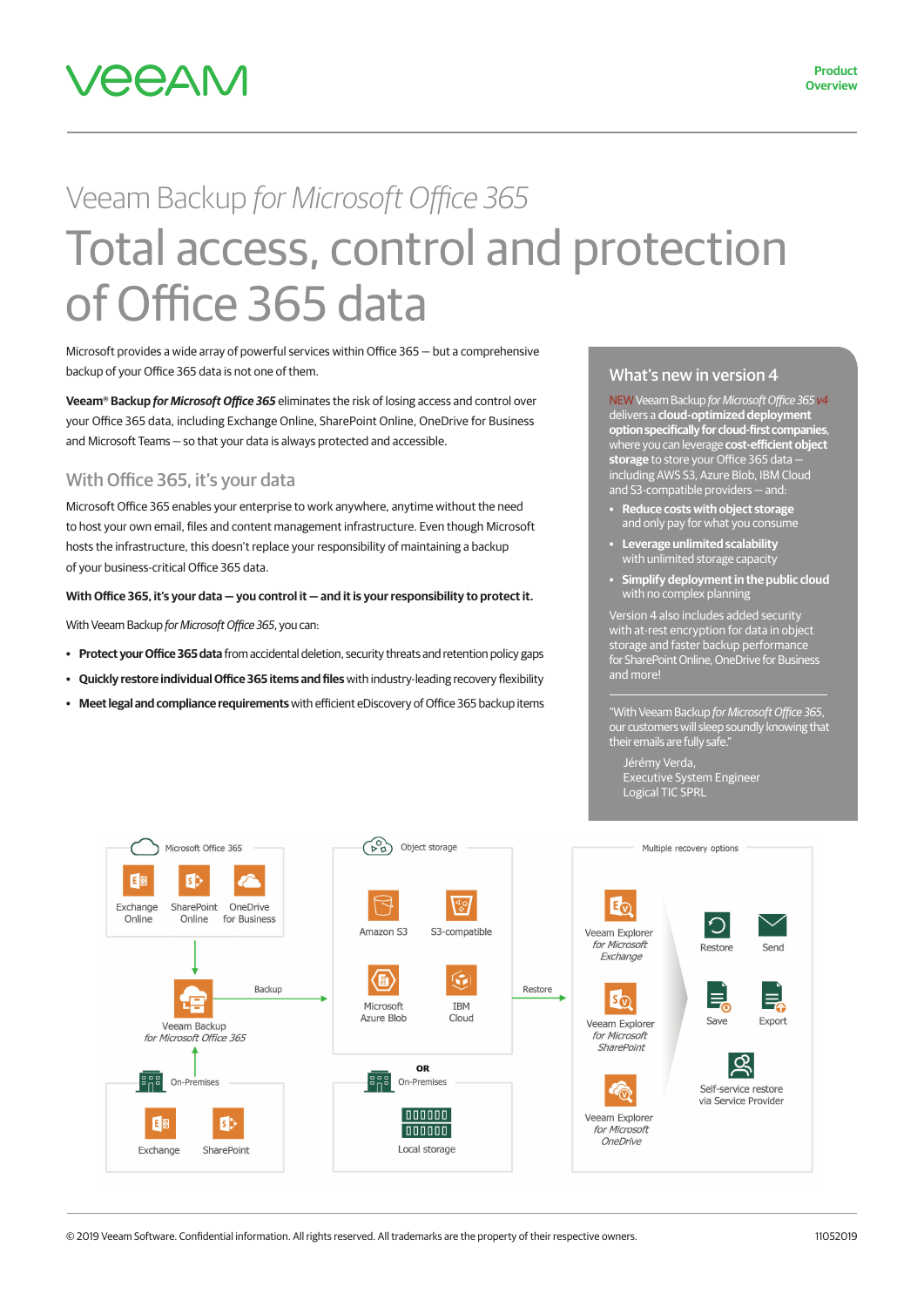# Veeam Backup *for Microsoft Office 365*

# Total access, control and protection of Office 365 data

Microsoft provides a wide array of powerful services within Office 365 — but a comprehensive backup of your Office 365 data is not one of them.

**Veeam® Backup *for Microsoft Office 365*** eliminates the risk of losing access and control over your Office 365 data, including Exchange Online, SharePoint Online, OneDrive for Business and Microsoft Teams — so that your data is always protected and accessible.

## With Office 365, it's your data

Microsoft Office 365 enables your enterprise to work anywhere, anytime without the need to host your own email, files and content management infrastructure. Even though Microsoft hosts the infrastructure, this doesn't replace your responsibility of maintaining a backup of your business-critical Office 365 data.

**With Office 365, it's your data — you control it — and it is your responsibility to protect it.**

With Veeam Backup *for Microsoft Office 365*, you can:

- **Protect your Office 365 data** from accidental deletion, security threats and retention policy gaps
- **Quickly restore individual Office 365 items and files** with industry-leading recovery flexibility
- **Meet legal and compliance requirements** with efficient eDiscovery of Office 365 backup items

## What's new in version 4

NEW Veeam Backup *for Microsoft Office 365 v4* delivers a **cloud-optimized deployment option specifically for cloud-first companies**, where you can leverage **cost-efficient object storage** to store your Office 365 data — including AWS S3, Azure Blob, IBM Cloud and S3-compatible providers — and:

- **Reduce costs with object storage** and only pay for what you consume
- **Leverage unlimited scalability** with unlimited storage capacity
- **Simplify deployment in the public cloud** with no complex planning

Version 4 also includes added security with at-rest encryption for data in object storage and faster backup performance for SharePoint Online, OneDrive for Business and more!

"With Veeam Backup *for Microsoft Office 365*, our customers will sleep soundly knowing that their emails are fully safe."

Jérémy Verda,
Executive System Engineer
Logical TIC SPRL

Microsoft Office 365: Exchange Online, SharePoint Online, OneDrive for Business → Veeam Backup *for Microsoft Office 365* ← On-Premises: Exchange, SharePoint

Backup → Object storage: Amazon S3, S3-compatible, Microsoft Azure Blob, IBM Cloud — OR — On-Premises: Local storage

Restore → Multiple recovery options: Veeam Explorer *for Microsoft Exchange*, Veeam Explorer *for Microsoft SharePoint*, Veeam Explorer *for Microsoft OneDrive* → Restore, Send, Save, Export, Self-service restore via Service Provider

© 2019 Veeam Software. Confidential information. All rights reserved. All trademarks are the property of their respective owners. 11052019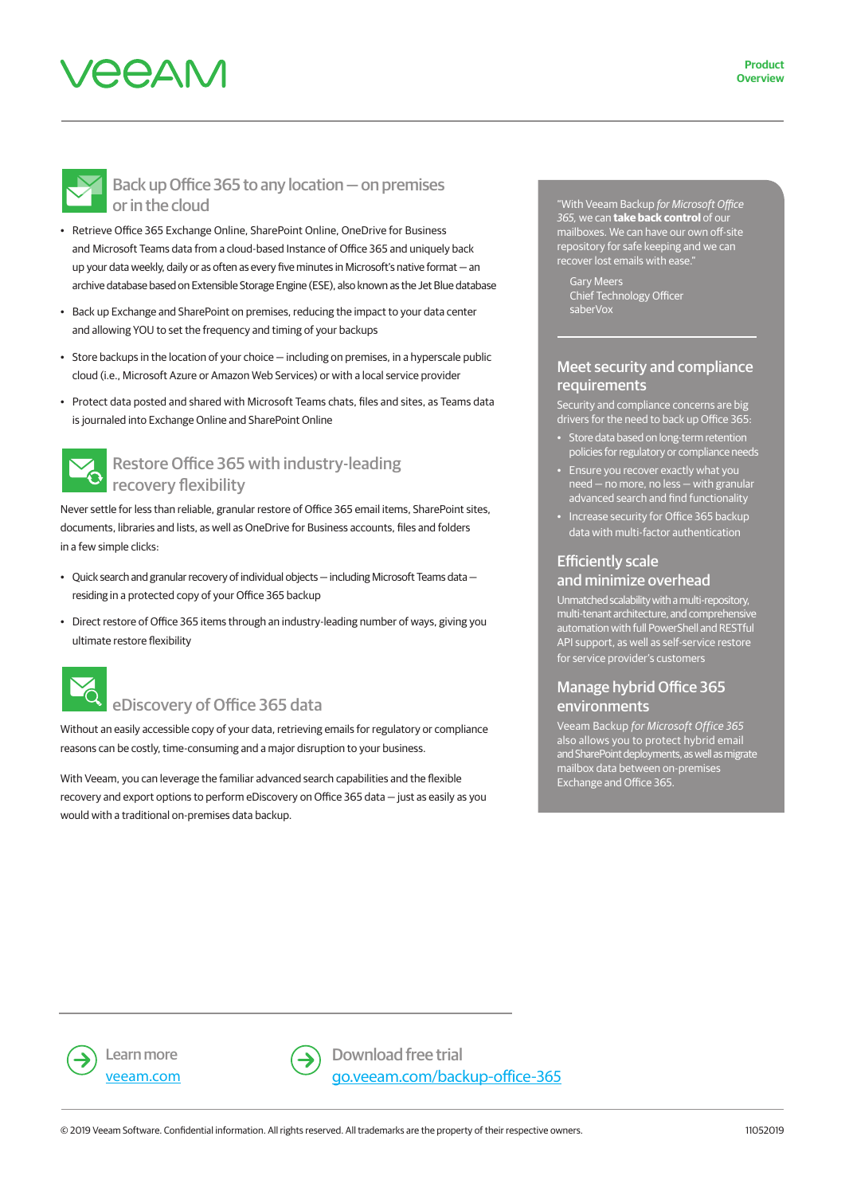## Back up Office 365 to any location — on premises or in the cloud

- Retrieve Office 365 Exchange Online, SharePoint Online, OneDrive for Business and Microsoft Teams data from a cloud-based Instance of Office 365 and uniquely back up your data weekly, daily or as often as every five minutes in Microsoft's native format — an archive database based on Extensible Storage Engine (ESE), also known as the Jet Blue database
- Back up Exchange and SharePoint on premises, reducing the impact to your data center and allowing YOU to set the frequency and timing of your backups
- Store backups in the location of your choice — including on premises, in a hyperscale public cloud (i.e., Microsoft Azure or Amazon Web Services) or with a local service provider
- Protect data posted and shared with Microsoft Teams chats, files and sites, as Teams data is journaled into Exchange Online and SharePoint Online

## Restore Office 365 with industry-leading recovery flexibility

Never settle for less than reliable, granular restore of Office 365 email items, SharePoint sites, documents, libraries and lists, as well as OneDrive for Business accounts, files and folders in a few simple clicks:

- Quick search and granular recovery of individual objects — including Microsoft Teams data — residing in a protected copy of your Office 365 backup
- Direct restore of Office 365 items through an industry-leading number of ways, giving you ultimate restore flexibility

## eDiscovery of Office 365 data

Without an easily accessible copy of your data, retrieving emails for regulatory or compliance reasons can be costly, time-consuming and a major disruption to your business.

With Veeam, you can leverage the familiar advanced search capabilities and the flexible recovery and export options to perform eDiscovery on Office 365 data — just as easily as you would with a traditional on-premises data backup.

"With Veeam Backup *for Microsoft Office 365*, we can **take back control** of our mailboxes. We can have our own off-site repository for safe keeping and we can recover lost emails with ease."

Gary Meers
Chief Technology Officer
saberVox

## Meet security and compliance requirements

Security and compliance concerns are big drivers for the need to back up Office 365:

- Store data based on long-term retention policies for regulatory or compliance needs
- Ensure you recover exactly what you need — no more, no less — with granular advanced search and find functionality
- Increase security for Office 365 backup data with multi-factor authentication

## Efficiently scale and minimize overhead

Unmatched scalability with a multi-repository, multi-tenant architecture, and comprehensive automation with full PowerShell and RESTful API support, as well as self-service restore for service provider's customers

## Manage hybrid Office 365 environments

Veeam Backup *for Microsoft Office 365* also allows you to protect hybrid email and SharePoint deployments, as well as migrate mailbox data between on-premises Exchange and Office 365.

Learn more
veeam.com

Download free trial
go.veeam.com/backup-office-365

© 2019 Veeam Software. Confidential information. All rights reserved. All trademarks are the property of their respective owners.

11052019